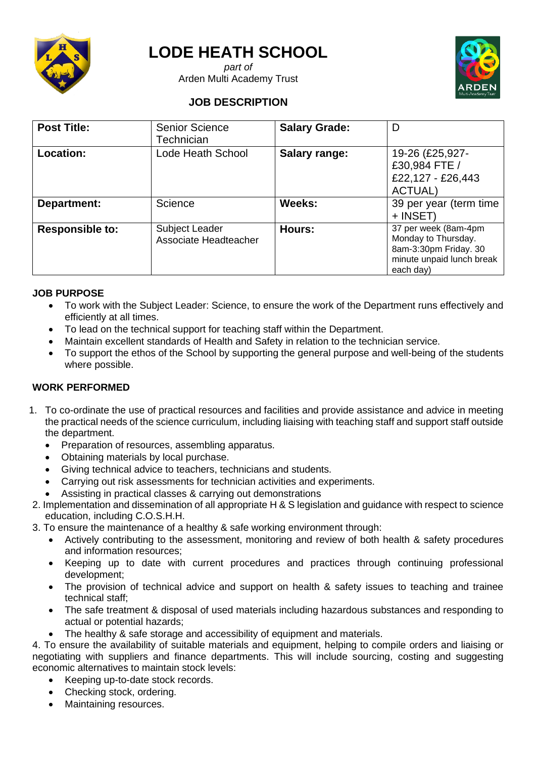# LODE HEATH SCHOOL

*part of*
Arden Multi Academy Trust

## JOB DESCRIPTION

| **Post Title:** | Senior Science Technician | **Salary Grade:** | D |
|---|---|---|---|
| **Location:** | Lode Heath School | **Salary range:** | 19-26 (£25,927- £30,984 FTE / £22,127 - £26,443 ACTUAL) |
| **Department:** | Science | **Weeks:** | 39 per year (term time + INSET) |
| **Responsible to:** | Subject Leader Associate Headteacher | **Hours:** | 37 per week (8am-4pm Monday to Thursday. 8am-3:30pm Friday. 30 minute unpaid lunch break each day) |

**JOB PURPOSE**

- To work with the Subject Leader: Science, to ensure the work of the Department runs effectively and efficiently at all times.
- To lead on the technical support for teaching staff within the Department.
- Maintain excellent standards of Health and Safety in relation to the technician service.
- To support the ethos of the School by supporting the general purpose and well-being of the students where possible.

**WORK PERFORMED**

1. To co-ordinate the use of practical resources and facilities and provide assistance and advice in meeting the practical needs of the science curriculum, including liaising with teaching staff and support staff outside the department.
   - Preparation of resources, assembling apparatus.
   - Obtaining materials by local purchase.
   - Giving technical advice to teachers, technicians and students.
   - Carrying out risk assessments for technician activities and experiments.
   - Assisting in practical classes & carrying out demonstrations
2. Implementation and dissemination of all appropriate H & S legislation and guidance with respect to science education, including C.O.S.H.H.
3. To ensure the maintenance of a healthy & safe working environment through:
   - Actively contributing to the assessment, monitoring and review of both health & safety procedures and information resources;
   - Keeping up to date with current procedures and practices through continuing professional development;
   - The provision of technical advice and support on health & safety issues to teaching and trainee technical staff;
   - The safe treatment & disposal of used materials including hazardous substances and responding to actual or potential hazards;
   - The healthy & safe storage and accessibility of equipment and materials.
4. To ensure the availability of suitable materials and equipment, helping to compile orders and liaising or negotiating with suppliers and finance departments. This will include sourcing, costing and suggesting economic alternatives to maintain stock levels:
   - Keeping up-to-date stock records.
   - Checking stock, ordering.
   - Maintaining resources.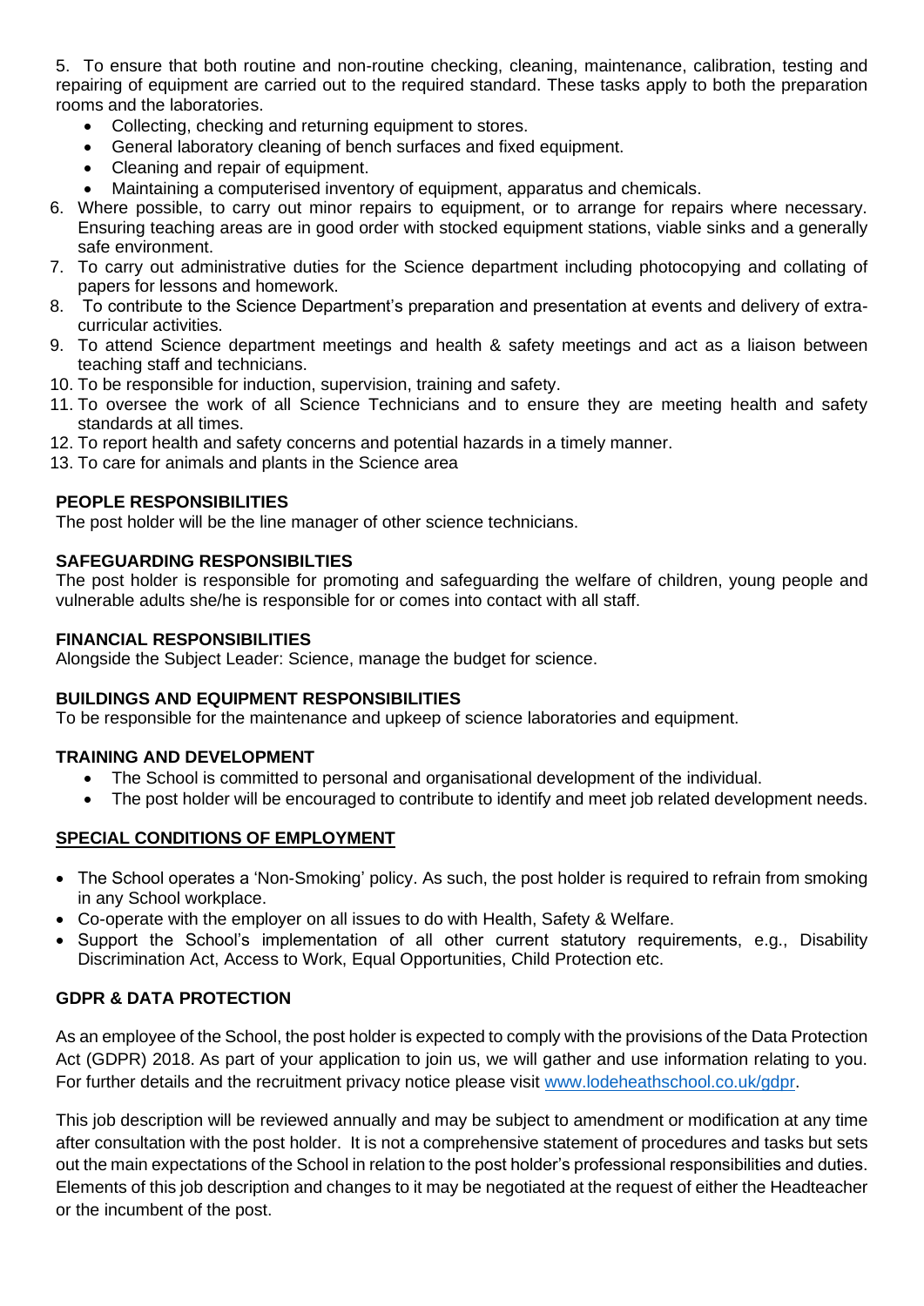5. To ensure that both routine and non-routine checking, cleaning, maintenance, calibration, testing and repairing of equipment are carried out to the required standard. These tasks apply to both the preparation rooms and the laboratories.
    - Collecting, checking and returning equipment to stores.
    - General laboratory cleaning of bench surfaces and fixed equipment.
    - Cleaning and repair of equipment.
    - Maintaining a computerised inventory of equipment, apparatus and chemicals.
6. Where possible, to carry out minor repairs to equipment, or to arrange for repairs where necessary. Ensuring teaching areas are in good order with stocked equipment stations, viable sinks and a generally safe environment.
7. To carry out administrative duties for the Science department including photocopying and collating of papers for lessons and homework.
8. To contribute to the Science Department's preparation and presentation at events and delivery of extra-curricular activities.
9. To attend Science department meetings and health & safety meetings and act as a liaison between teaching staff and technicians.
10. To be responsible for induction, supervision, training and safety.
11. To oversee the work of all Science Technicians and to ensure they are meeting health and safety standards at all times.
12. To report health and safety concerns and potential hazards in a timely manner.
13. To care for animals and plants in the Science area

**PEOPLE RESPONSIBILITIES**

The post holder will be the line manager of other science technicians.

**SAFEGUARDING RESPONSIBILTIES**

The post holder is responsible for promoting and safeguarding the welfare of children, young people and vulnerable adults she/he is responsible for or comes into contact with all staff.

**FINANCIAL RESPONSIBILITIES**

Alongside the Subject Leader: Science, manage the budget for science.

**BUILDINGS AND EQUIPMENT RESPONSIBILITIES**

To be responsible for the maintenance and upkeep of science laboratories and equipment.

**TRAINING AND DEVELOPMENT**

- The School is committed to personal and organisational development of the individual.
- The post holder will be encouraged to contribute to identify and meet job related development needs.

**SPECIAL CONDITIONS OF EMPLOYMENT**

- The School operates a 'Non-Smoking' policy. As such, the post holder is required to refrain from smoking in any School workplace.
- Co-operate with the employer on all issues to do with Health, Safety & Welfare.
- Support the School's implementation of all other current statutory requirements, e.g., Disability Discrimination Act, Access to Work, Equal Opportunities, Child Protection etc.

**GDPR & DATA PROTECTION**

As an employee of the School, the post holder is expected to comply with the provisions of the Data Protection Act (GDPR) 2018. As part of your application to join us, we will gather and use information relating to you. For further details and the recruitment privacy notice please visit [www.lodeheathschool.co.uk/gdpr](www.lodeheathschool.co.uk/gdpr).

This job description will be reviewed annually and may be subject to amendment or modification at any time after consultation with the post holder. It is not a comprehensive statement of procedures and tasks but sets out the main expectations of the School in relation to the post holder's professional responsibilities and duties. Elements of this job description and changes to it may be negotiated at the request of either the Headteacher or the incumbent of the post.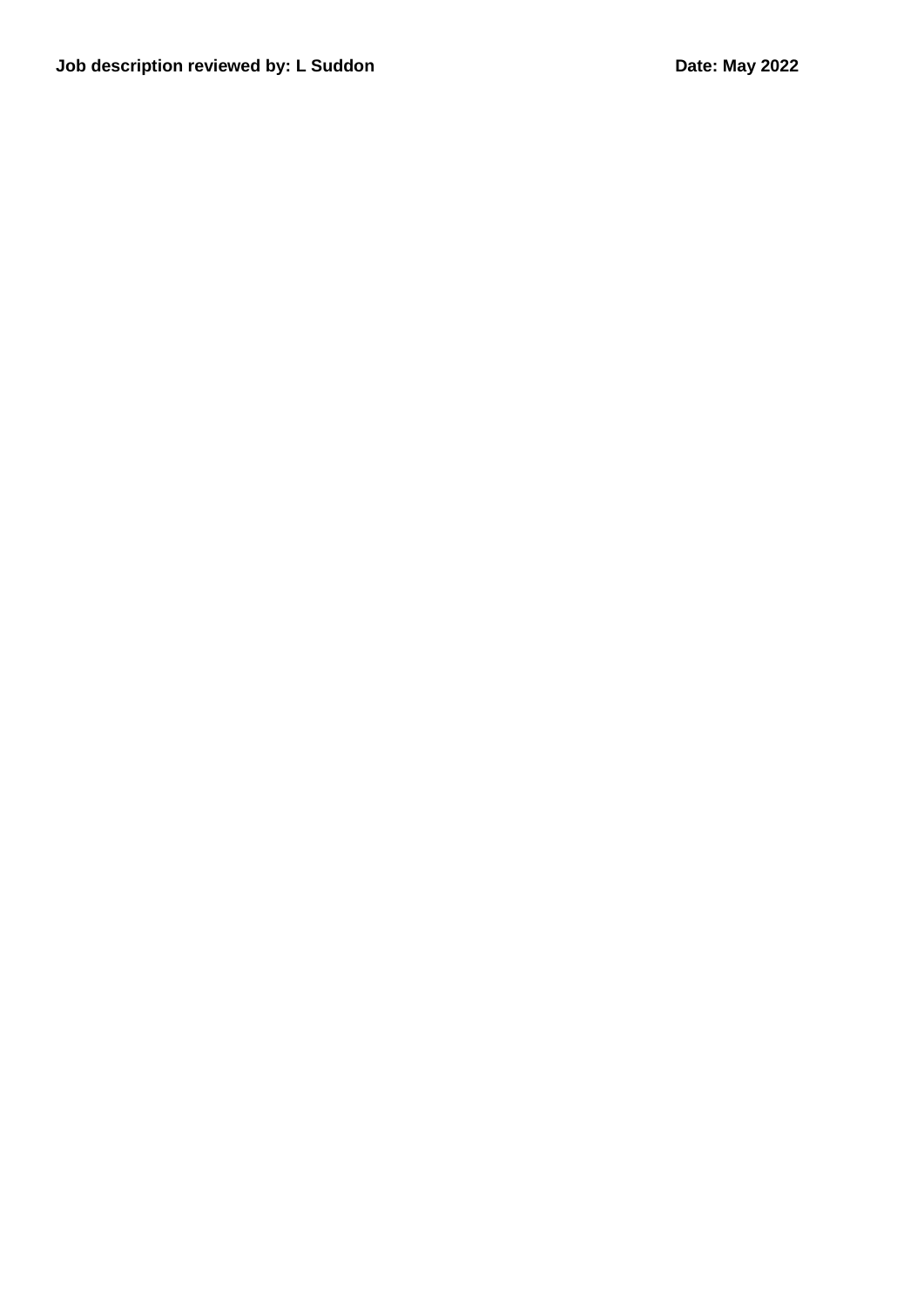**Job description reviewed by: L Suddon** **Date: May 2022**